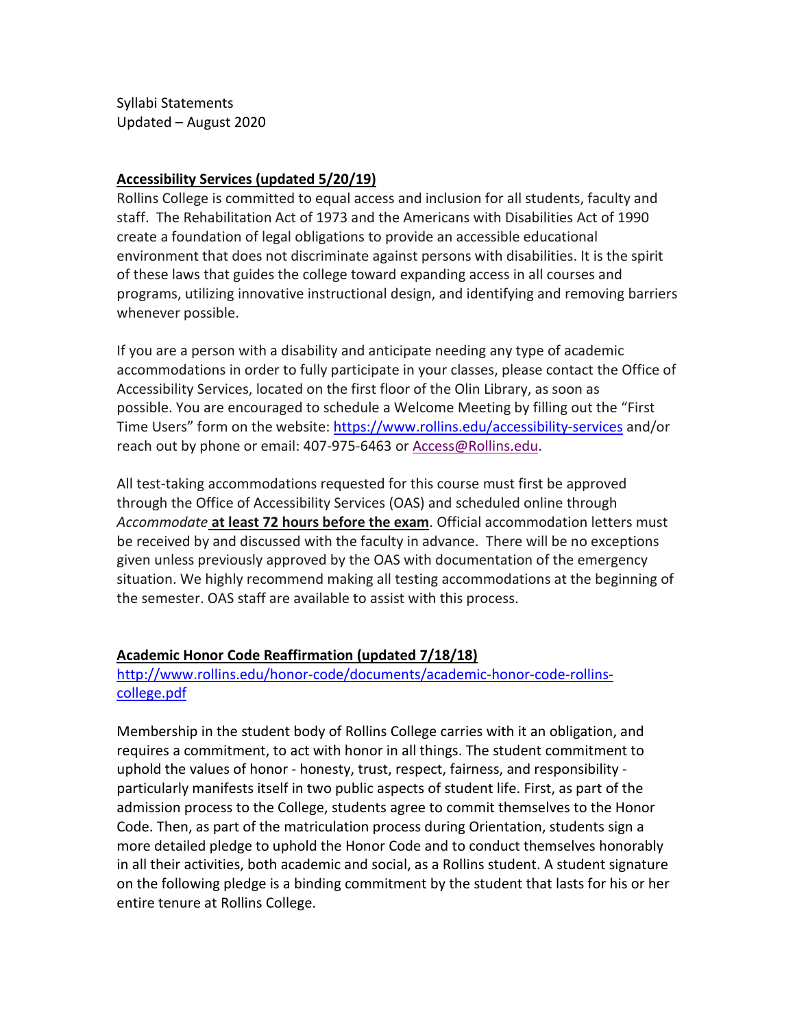Syllabi Statements
Updated – August 2020

## Accessibility Services (updated 5/20/19)

Rollins College is committed to equal access and inclusion for all students, faculty and staff. The Rehabilitation Act of 1973 and the Americans with Disabilities Act of 1990 create a foundation of legal obligations to provide an accessible educational environment that does not discriminate against persons with disabilities. It is the spirit of these laws that guides the college toward expanding access in all courses and programs, utilizing innovative instructional design, and identifying and removing barriers whenever possible.

If you are a person with a disability and anticipate needing any type of academic accommodations in order to fully participate in your classes, please contact the Office of Accessibility Services, located on the first floor of the Olin Library, as soon as possible. You are encouraged to schedule a Welcome Meeting by filling out the "First Time Users" form on the website: [https://www.rollins.edu/accessibility-services](https://www.rollins.edu/accessibility-services) and/or reach out by phone or email: 407-975-6463 or [Access@Rollins.edu](mailto:Access@Rollins.edu).

All test-taking accommodations requested for this course must first be approved through the Office of Accessibility Services (OAS) and scheduled online through *Accommodate* **at least 72 hours before the exam**. Official accommodation letters must be received by and discussed with the faculty in advance. There will be no exceptions given unless previously approved by the OAS with documentation of the emergency situation. We highly recommend making all testing accommodations at the beginning of the semester. OAS staff are available to assist with this process.

## Academic Honor Code Reaffirmation (updated 7/18/18)

[http://www.rollins.edu/honor-code/documents/academic-honor-code-rollins-college.pdf](http://www.rollins.edu/honor-code/documents/academic-honor-code-rollins-college.pdf)

Membership in the student body of Rollins College carries with it an obligation, and requires a commitment, to act with honor in all things. The student commitment to uphold the values of honor - honesty, trust, respect, fairness, and responsibility - particularly manifests itself in two public aspects of student life. First, as part of the admission process to the College, students agree to commit themselves to the Honor Code. Then, as part of the matriculation process during Orientation, students sign a more detailed pledge to uphold the Honor Code and to conduct themselves honorably in all their activities, both academic and social, as a Rollins student. A student signature on the following pledge is a binding commitment by the student that lasts for his or her entire tenure at Rollins College.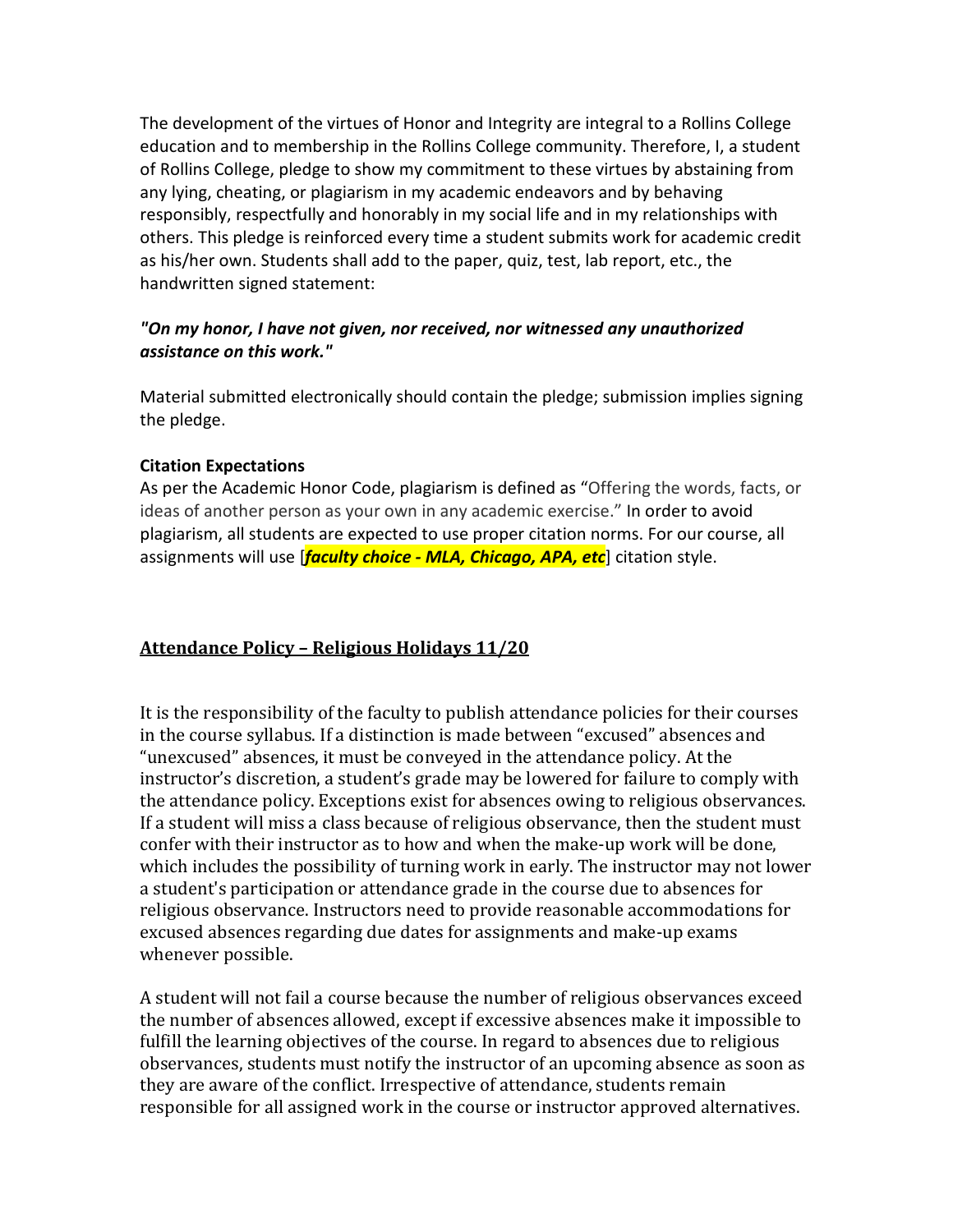The development of the virtues of Honor and Integrity are integral to a Rollins College education and to membership in the Rollins College community. Therefore, I, a student of Rollins College, pledge to show my commitment to these virtues by abstaining from any lying, cheating, or plagiarism in my academic endeavors and by behaving responsibly, respectfully and honorably in my social life and in my relationships with others. This pledge is reinforced every time a student submits work for academic credit as his/her own. Students shall add to the paper, quiz, test, lab report, etc., the handwritten signed statement:

***"On my honor, I have not given, nor received, nor witnessed any unauthorized assistance on this work."***

Material submitted electronically should contain the pledge; submission implies signing the pledge.

**Citation Expectations**

As per the Academic Honor Code, plagiarism is defined as "Offering the words, facts, or ideas of another person as your own in any academic exercise." In order to avoid plagiarism, all students are expected to use proper citation norms. For our course, all assignments will use [***faculty choice - MLA, Chicago, APA, etc***] citation style.

## Attendance Policy – Religious Holidays 11/20

It is the responsibility of the faculty to publish attendance policies for their courses in the course syllabus. If a distinction is made between "excused" absences and "unexcused" absences, it must be conveyed in the attendance policy. At the instructor's discretion, a student's grade may be lowered for failure to comply with the attendance policy. Exceptions exist for absences owing to religious observances. If a student will miss a class because of religious observance, then the student must confer with their instructor as to how and when the make-up work will be done, which includes the possibility of turning work in early. The instructor may not lower a student's participation or attendance grade in the course due to absences for religious observance. Instructors need to provide reasonable accommodations for excused absences regarding due dates for assignments and make-up exams whenever possible.

A student will not fail a course because the number of religious observances exceed the number of absences allowed, except if excessive absences make it impossible to fulfill the learning objectives of the course. In regard to absences due to religious observances, students must notify the instructor of an upcoming absence as soon as they are aware of the conflict. Irrespective of attendance, students remain responsible for all assigned work in the course or instructor approved alternatives.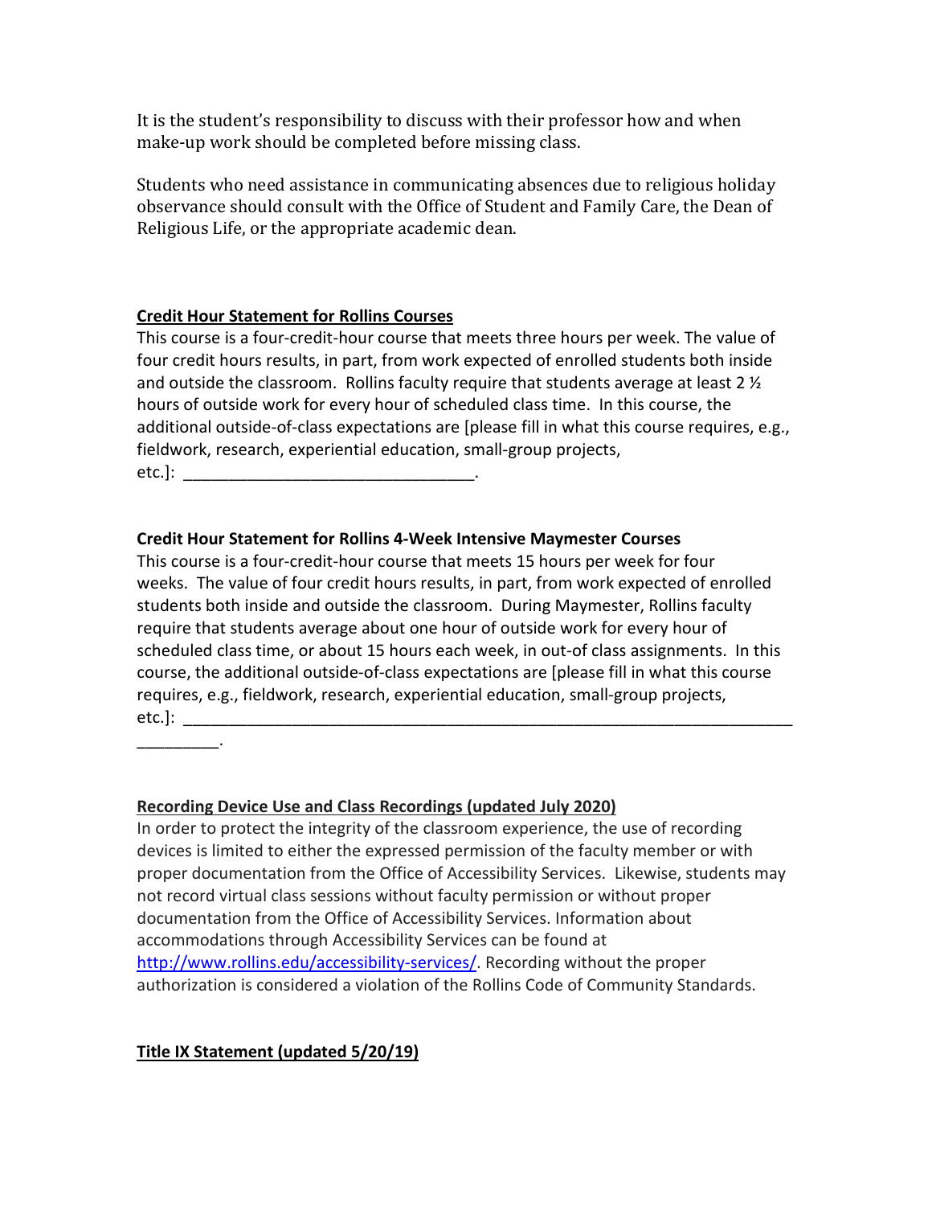It is the student's responsibility to discuss with their professor how and when make-up work should be completed before missing class.

Students who need assistance in communicating absences due to religious holiday observance should consult with the Office of Student and Family Care, the Dean of Religious Life, or the appropriate academic dean.

**Credit Hour Statement for Rollins Courses**

This course is a four-credit-hour course that meets three hours per week. The value of four credit hours results, in part, from work expected of enrolled students both inside and outside the classroom. Rollins faculty require that students average at least 2 ½ hours of outside work for every hour of scheduled class time. In this course, the additional outside-of-class expectations are [please fill in what this course requires, e.g., fieldwork, research, experiential education, small-group projects, etc.]: _________________________________.

**Credit Hour Statement for Rollins 4-Week Intensive Maymester Courses**

This course is a four-credit-hour course that meets 15 hours per week for four weeks. The value of four credit hours results, in part, from work expected of enrolled students both inside and outside the classroom. During Maymester, Rollins faculty require that students average about one hour of outside work for every hour of scheduled class time, or about 15 hours each week, in out-of class assignments. In this course, the additional outside-of-class expectations are [please fill in what this course requires, e.g., fieldwork, research, experiential education, small-group projects, etc.]: ______________________________________________________________________________.

**Recording Device Use and Class Recordings (updated July 2020)**

In order to protect the integrity of the classroom experience, the use of recording devices is limited to either the expressed permission of the faculty member or with proper documentation from the Office of Accessibility Services. Likewise, students may not record virtual class sessions without faculty permission or without proper documentation from the Office of Accessibility Services. Information about accommodations through Accessibility Services can be found at http://www.rollins.edu/accessibility-services/. Recording without the proper authorization is considered a violation of the Rollins Code of Community Standards.

**Title IX Statement (updated 5/20/19)**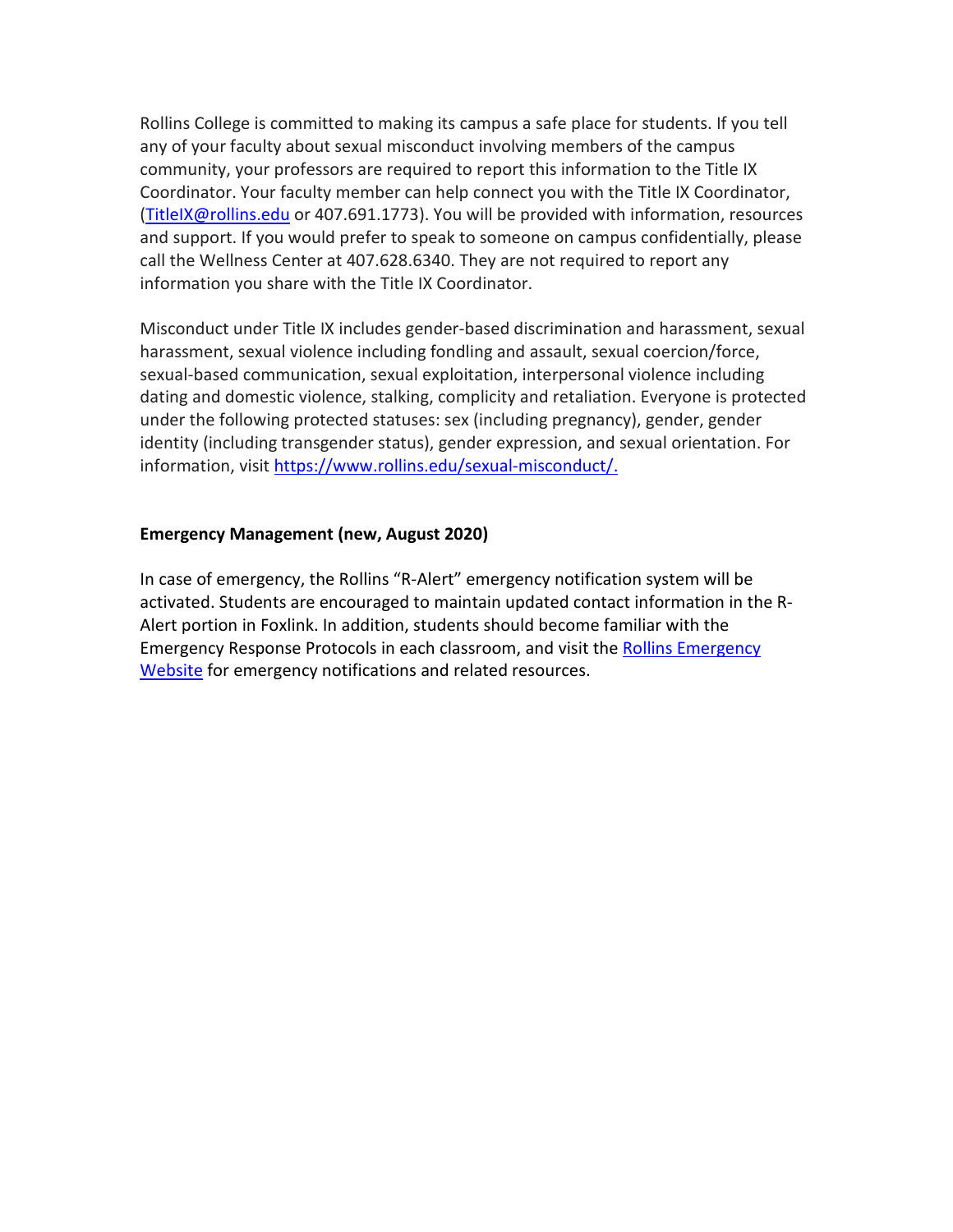Rollins College is committed to making its campus a safe place for students. If you tell any of your faculty about sexual misconduct involving members of the campus community, your professors are required to report this information to the Title IX Coordinator. Your faculty member can help connect you with the Title IX Coordinator, (TitleIX@rollins.edu or 407.691.1773). You will be provided with information, resources and support. If you would prefer to speak to someone on campus confidentially, please call the Wellness Center at 407.628.6340. They are not required to report any information you share with the Title IX Coordinator.

Misconduct under Title IX includes gender-based discrimination and harassment, sexual harassment, sexual violence including fondling and assault, sexual coercion/force, sexual-based communication, sexual exploitation, interpersonal violence including dating and domestic violence, stalking, complicity and retaliation. Everyone is protected under the following protected statuses: sex (including pregnancy), gender, gender identity (including transgender status), gender expression, and sexual orientation. For information, visit https://www.rollins.edu/sexual-misconduct/.

**Emergency Management (new, August 2020)**

In case of emergency, the Rollins "R-Alert" emergency notification system will be activated. Students are encouraged to maintain updated contact information in the R-Alert portion in Foxlink. In addition, students should become familiar with the Emergency Response Protocols in each classroom, and visit the Rollins Emergency Website for emergency notifications and related resources.